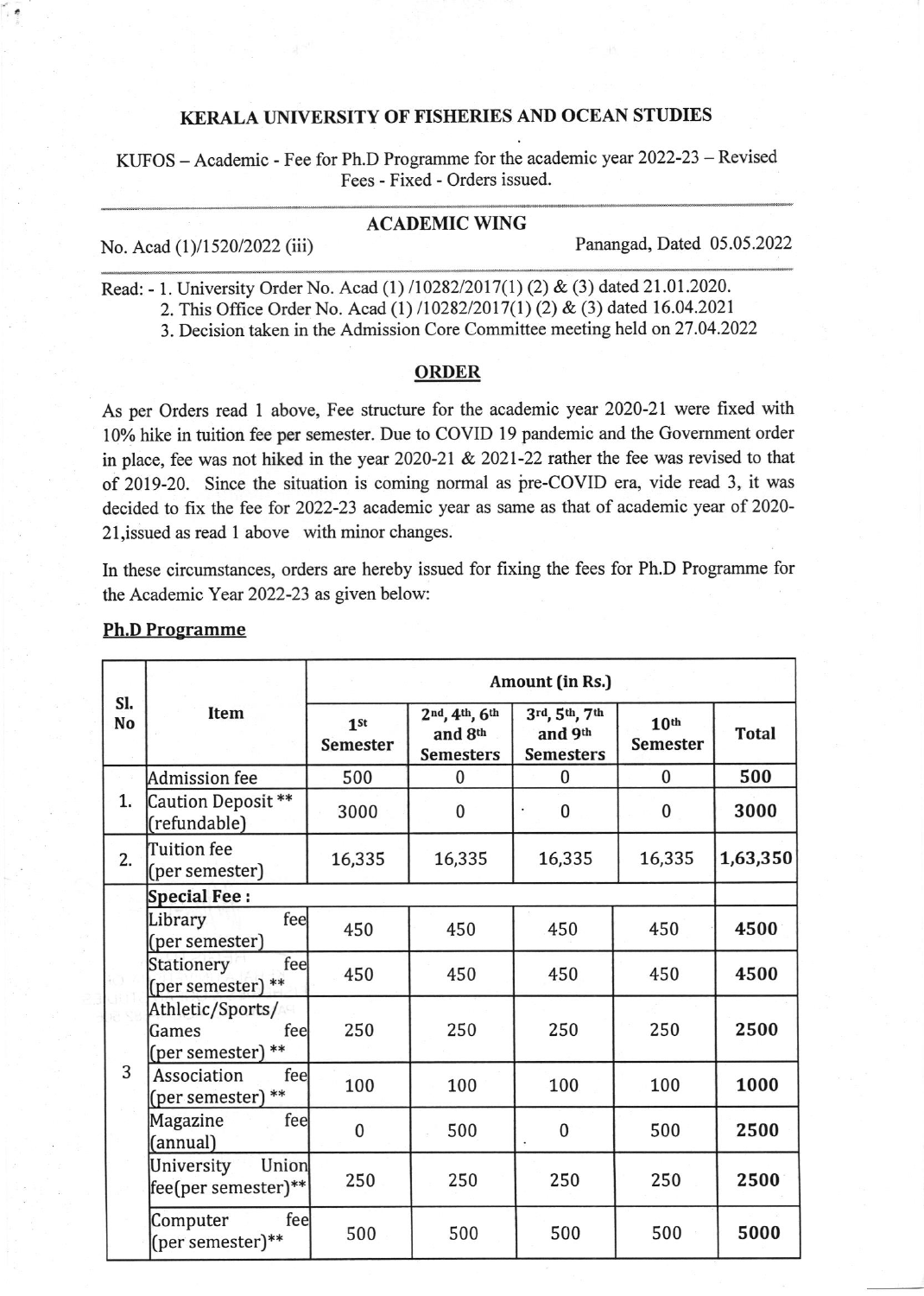# KERALA UNIVERSITY OF FISHERIES AND OCEAN STUDIES

KUFOS – Academic - Fee for Ph.D Programme for the academic year 2022-23 – Revised Fees - Fixed - Orders issued.

## ACADEMIC WING

No. Acad (1)/1520/2022 (iii) Panangad, Dated 05.05.2022

Read: - 1. University Order No. Acad (1) /10282/2017(1) (2) & (3) dated 21.01.2020.
2. This Office Order No. Acad (1) /10282/2017(1) (2) & (3) dated 16.04.2021
3. Decision taken in the Admission Core Committee meeting held on 27.04.2022

## ORDER

As per Orders read 1 above, Fee structure for the academic year 2020-21 were fixed with 10% hike in tuition fee per semester. Due to COVID 19 pandemic and the Government order in place, fee was not hiked in the year 2020-21 & 2021-22 rather the fee was revised to that of 2019-20. Since the situation is coming normal as pre-COVID era, vide read 3, it was decided to fix the fee for 2022-23 academic year as same as that of academic year of 2020-21,issued as read 1 above with minor changes.

In these circumstances, orders are hereby issued for fixing the fees for Ph.D Programme for the Academic Year 2022-23 as given below:

**Ph.D Programme**

| Sl. No | Item | Amount (in Rs.) | | | | |
|---|---|---|---|---|---|---|
| | | 1st Semester | 2nd, 4th, 6th and 8th Semesters | 3rd, 5th, 7th and 9th Semesters | 10th Semester | Total |
| 1. | Admission fee | 500 | 0 | 0 | 0 | **500** |
| | Caution Deposit ** (refundable) | 3000 | 0 | 0 | 0 | **3000** |
| 2. | Tuition fee (per semester) | 16,335 | 16,335 | 16,335 | 16,335 | **1,63,350** |
| 3 | **Special Fee :** | | | | | |
| | Library fee (per semester) | 450 | 450 | 450 | 450 | **4500** |
| | Stationery fee (per semester) ** | 450 | 450 | 450 | 450 | **4500** |
| | Athletic/Sports/ Games fee (per semester) ** | 250 | 250 | 250 | 250 | **2500** |
| | Association fee (per semester) ** | 100 | 100 | 100 | 100 | **1000** |
| | Magazine fee (annual) | 0 | 500 | 0 | 500 | **2500** |
| | University Union fee(per semester)** | 250 | 250 | 250 | 250 | **2500** |
| | Computer fee (per semester)** | 500 | 500 | 500 | 500 | **5000** |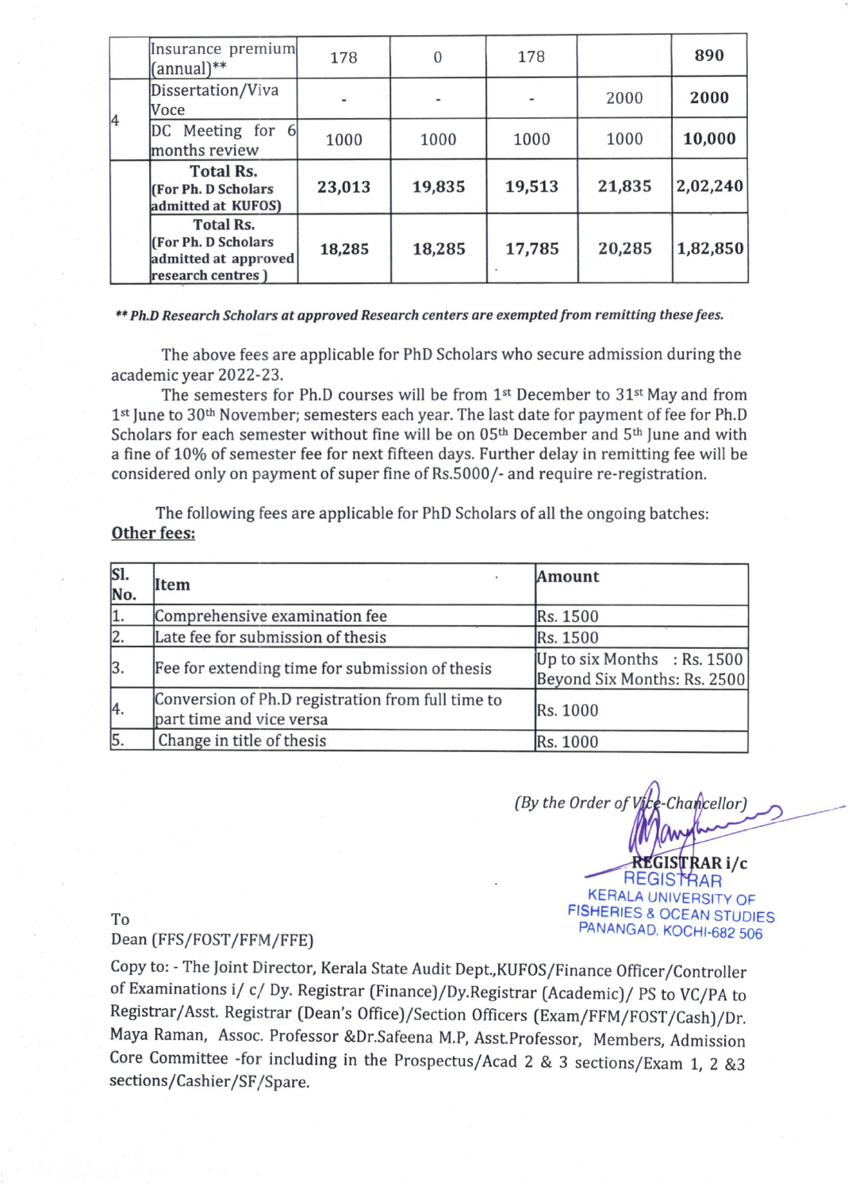| | | | | | | |
|---|---|---|---|---|---|---|
| | Insurance premium (annual)** | 178 | 0 | 178 | | **890** |
| 4 | Dissertation/Viva Voce | - | - | - | 2000 | **2000** |
| | DC Meeting for 6 months review | 1000 | 1000 | 1000 | 1000 | **10,000** |
| | **Total Rs. (For Ph. D Scholars admitted at KUFOS)** | **23,013** | **19,835** | **19,513** | **21,835** | **2,02,240** |
| | **Total Rs. (For Ph. D Scholars admitted at approved research centres )** | **18,285** | **18,285** | **17,785** | **20,285** | **1,82,850** |

***** Ph.D Research Scholars at approved Research centers are exempted from remitting these fees.***

The above fees are applicable for PhD Scholars who secure admission during the academic year 2022-23.

The semesters for Ph.D courses will be from 1st December to 31st May and from 1st June to 30th November; semesters each year. The last date for payment of fee for Ph.D Scholars for each semester without fine will be on 05th December and 5th June and with a fine of 10% of semester fee for next fifteen days. Further delay in remitting fee will be considered only on payment of super fine of Rs.5000/- and require re-registration.

The following fees are applicable for PhD Scholars of all the ongoing batches:

**Other fees:**

| Sl. No. | Item | Amount |
|---|---|---|
| 1. | Comprehensive examination fee | Rs. 1500 |
| 2. | Late fee for submission of thesis | Rs. 1500 |
| 3. | Fee for extending time for submission of thesis | Up to six Months : Rs. 1500<br>Beyond Six Months: Rs. 2500 |
| 4. | Conversion of Ph.D registration from full time to part time and vice versa | Rs. 1000 |
| 5. | Change in title of thesis | Rs. 1000 |

*(By the Order of Vice-Chancellor)*

**REGISTRAR i/c**

REGISTRAR
KERALA UNIVERSITY OF FISHERIES & OCEAN STUDIES
PANANGAD, KOCHI-682 506

To
Dean (FFS/FOST/FFM/FFE)

Copy to: - The Joint Director, Kerala State Audit Dept.,KUFOS/Finance Officer/Controller of Examinations i/ c/ Dy. Registrar (Finance)/Dy.Registrar (Academic)/ PS to VC/PA to Registrar/Asst. Registrar (Dean's Office)/Section Officers (Exam/FFM/FOST/Cash)/Dr. Maya Raman, Assoc. Professor &Dr.Safeena M.P, Asst.Professor, Members, Admission Core Committee -for including in the Prospectus/Acad 2 & 3 sections/Exam 1, 2 &3 sections/Cashier/SF/Spare.